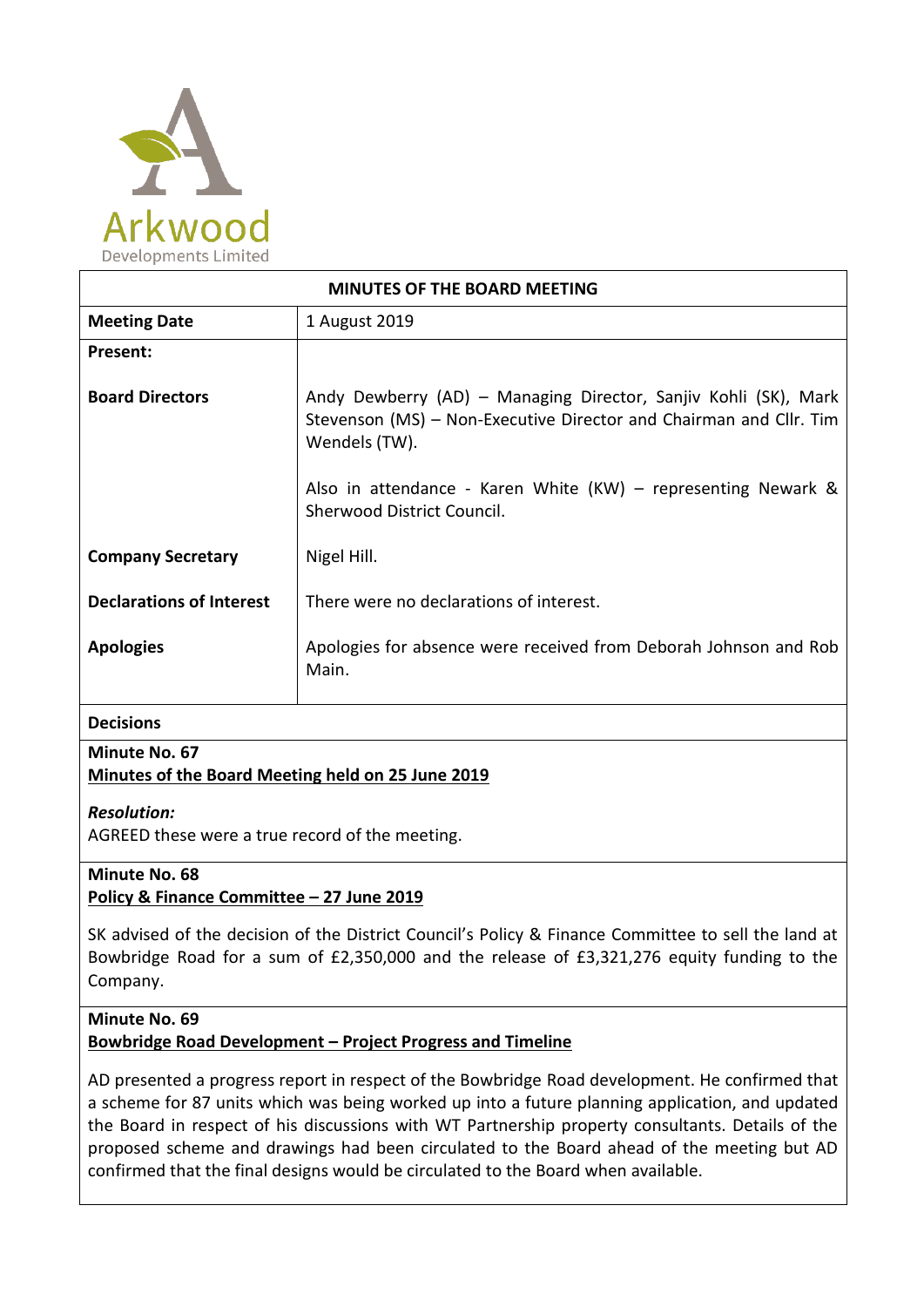Arkwood
Developments Limited

# MINUTES OF THE BOARD MEETING

| | |
|---|---|
| **Meeting Date** | 1 August 2019 |
| **Present:** | |
| **Board Directors** | Andy Dewberry (AD) – Managing Director, Sanjiv Kohli (SK), Mark Stevenson (MS) – Non-Executive Director and Chairman and Cllr. Tim Wendels (TW).<br><br>Also in attendance - Karen White (KW) – representing Newark & Sherwood District Council. |
| **Company Secretary** | Nigel Hill. |
| **Declarations of Interest** | There were no declarations of interest. |
| **Apologies** | Apologies for absence were received from Deborah Johnson and Rob Main. |

## Decisions

**Minute No. 67**
**Minutes of the Board Meeting held on 25 June 2019**

***Resolution:***
AGREED these were a true record of the meeting.

**Minute No. 68**
**Policy & Finance Committee – 27 June 2019**

SK advised of the decision of the District Council's Policy & Finance Committee to sell the land at Bowbridge Road for a sum of £2,350,000 and the release of £3,321,276 equity funding to the Company.

**Minute No. 69**
**Bowbridge Road Development – Project Progress and Timeline**

AD presented a progress report in respect of the Bowbridge Road development. He confirmed that a scheme for 87 units which was being worked up into a future planning application, and updated the Board in respect of his discussions with WT Partnership property consultants. Details of the proposed scheme and drawings had been circulated to the Board ahead of the meeting but AD confirmed that the final designs would be circulated to the Board when available.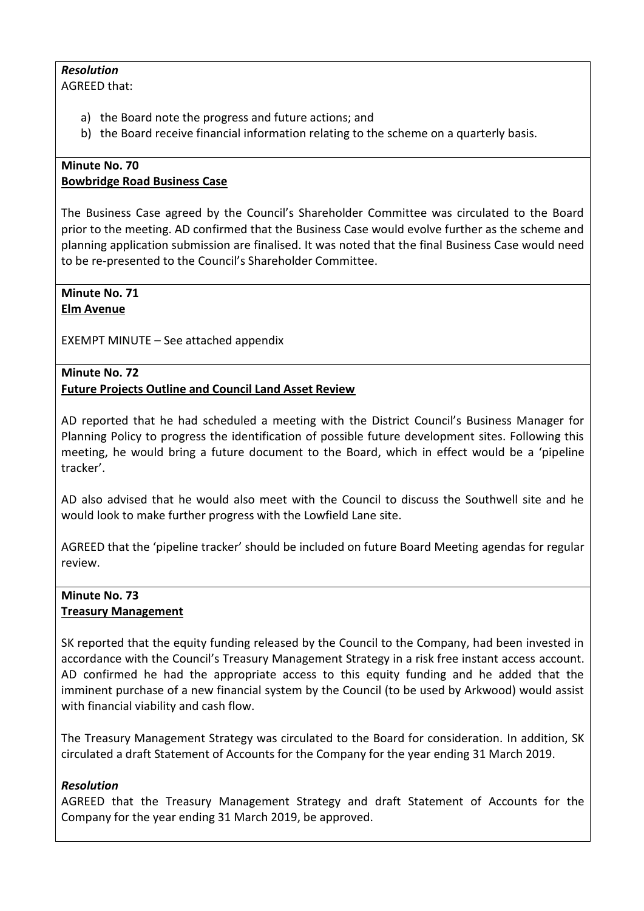***Resolution***

AGREED that:

a) the Board note the progress and future actions; and
b) the Board receive financial information relating to the scheme on a quarterly basis.

**Minute No. 70**
**Bowbridge Road Business Case**

The Business Case agreed by the Council's Shareholder Committee was circulated to the Board prior to the meeting. AD confirmed that the Business Case would evolve further as the scheme and planning application submission are finalised. It was noted that the final Business Case would need to be re-presented to the Council's Shareholder Committee.

**Minute No. 71**
**Elm Avenue**

EXEMPT MINUTE – See attached appendix

**Minute No. 72**
**Future Projects Outline and Council Land Asset Review**

AD reported that he had scheduled a meeting with the District Council's Business Manager for Planning Policy to progress the identification of possible future development sites. Following this meeting, he would bring a future document to the Board, which in effect would be a 'pipeline tracker'.

AD also advised that he would also meet with the Council to discuss the Southwell site and he would look to make further progress with the Lowfield Lane site.

AGREED that the 'pipeline tracker' should be included on future Board Meeting agendas for regular review.

**Minute No. 73**
**Treasury Management**

SK reported that the equity funding released by the Council to the Company, had been invested in accordance with the Council's Treasury Management Strategy in a risk free instant access account. AD confirmed he had the appropriate access to this equity funding and he added that the imminent purchase of a new financial system by the Council (to be used by Arkwood) would assist with financial viability and cash flow.

The Treasury Management Strategy was circulated to the Board for consideration. In addition, SK circulated a draft Statement of Accounts for the Company for the year ending 31 March 2019.

***Resolution***

AGREED that the Treasury Management Strategy and draft Statement of Accounts for the Company for the year ending 31 March 2019, be approved.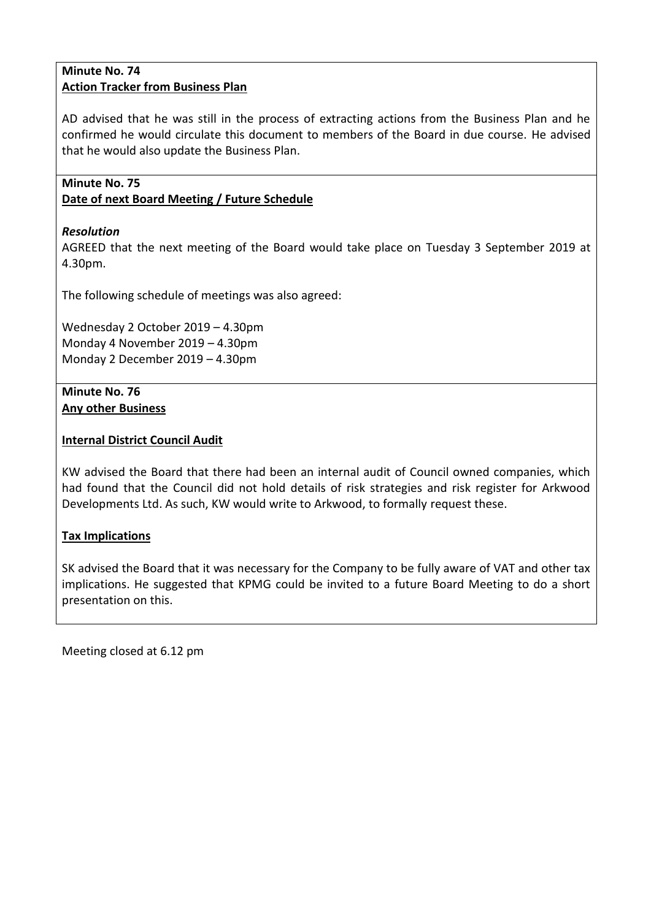**Minute No. 74**
**Action Tracker from Business Plan**

AD advised that he was still in the process of extracting actions from the Business Plan and he confirmed he would circulate this document to members of the Board in due course. He advised that he would also update the Business Plan.

**Minute No. 75**
**Date of next Board Meeting / Future Schedule**

***Resolution***
AGREED that the next meeting of the Board would take place on Tuesday 3 September 2019 at 4.30pm.

The following schedule of meetings was also agreed:

Wednesday 2 October 2019 – 4.30pm
Monday 4 November 2019 – 4.30pm
Monday 2 December 2019 – 4.30pm

**Minute No. 76**
**Any other Business**

**Internal District Council Audit**

KW advised the Board that there had been an internal audit of Council owned companies, which had found that the Council did not hold details of risk strategies and risk register for Arkwood Developments Ltd. As such, KW would write to Arkwood, to formally request these.

**Tax Implications**

SK advised the Board that it was necessary for the Company to be fully aware of VAT and other tax implications. He suggested that KPMG could be invited to a future Board Meeting to do a short presentation on this.

Meeting closed at 6.12 pm